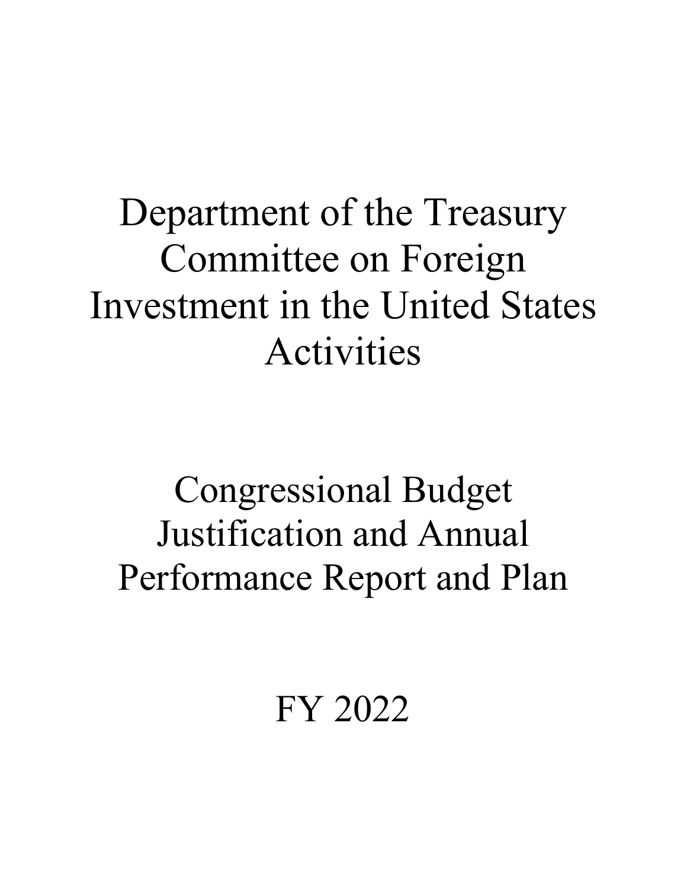# Department of the Treasury Committee on Foreign Investment in the United States Activities

## Congressional Budget Justification and Annual Performance Report and Plan

## FY 2022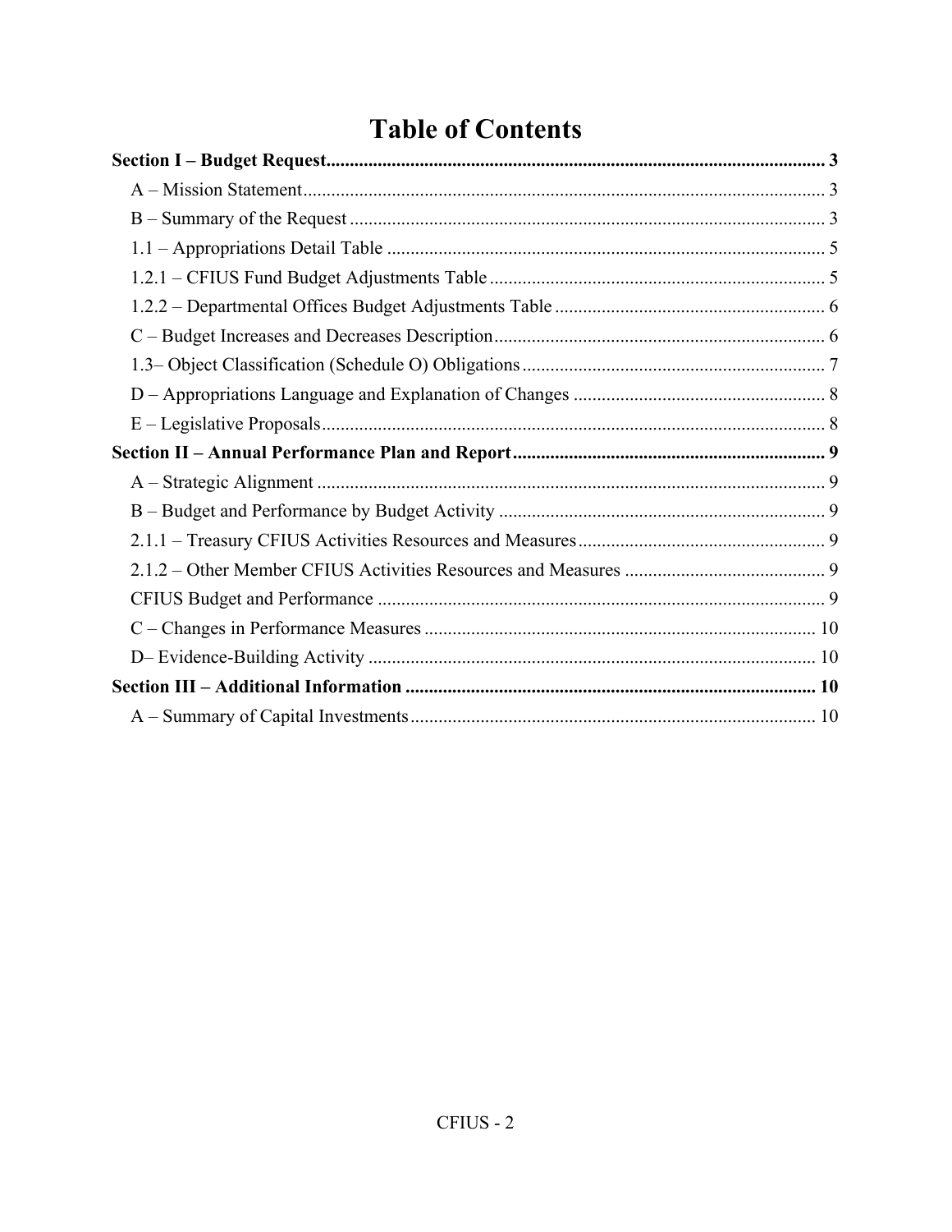# Table of Contents

**Section I – Budget Request** .......... 3

- A – Mission Statement .......... 3
- B – Summary of the Request .......... 3
- 1.1 – Appropriations Detail Table .......... 5
- 1.2.1 – CFIUS Fund Budget Adjustments Table .......... 5
- 1.2.2 – Departmental Offices Budget Adjustments Table .......... 6
- C – Budget Increases and Decreases Description .......... 6
- 1.3– Object Classification (Schedule O) Obligations .......... 7
- D – Appropriations Language and Explanation of Changes .......... 8
- E – Legislative Proposals .......... 8

**Section II – Annual Performance Plan and Report** .......... 9

- A – Strategic Alignment .......... 9
- B – Budget and Performance by Budget Activity .......... 9
- 2.1.1 – Treasury CFIUS Activities Resources and Measures .......... 9
- 2.1.2 – Other Member CFIUS Activities Resources and Measures .......... 9
- CFIUS Budget and Performance .......... 9
- C – Changes in Performance Measures .......... 10
- D– Evidence-Building Activity .......... 10

**Section III – Additional Information** .......... 10

- A – Summary of Capital Investments .......... 10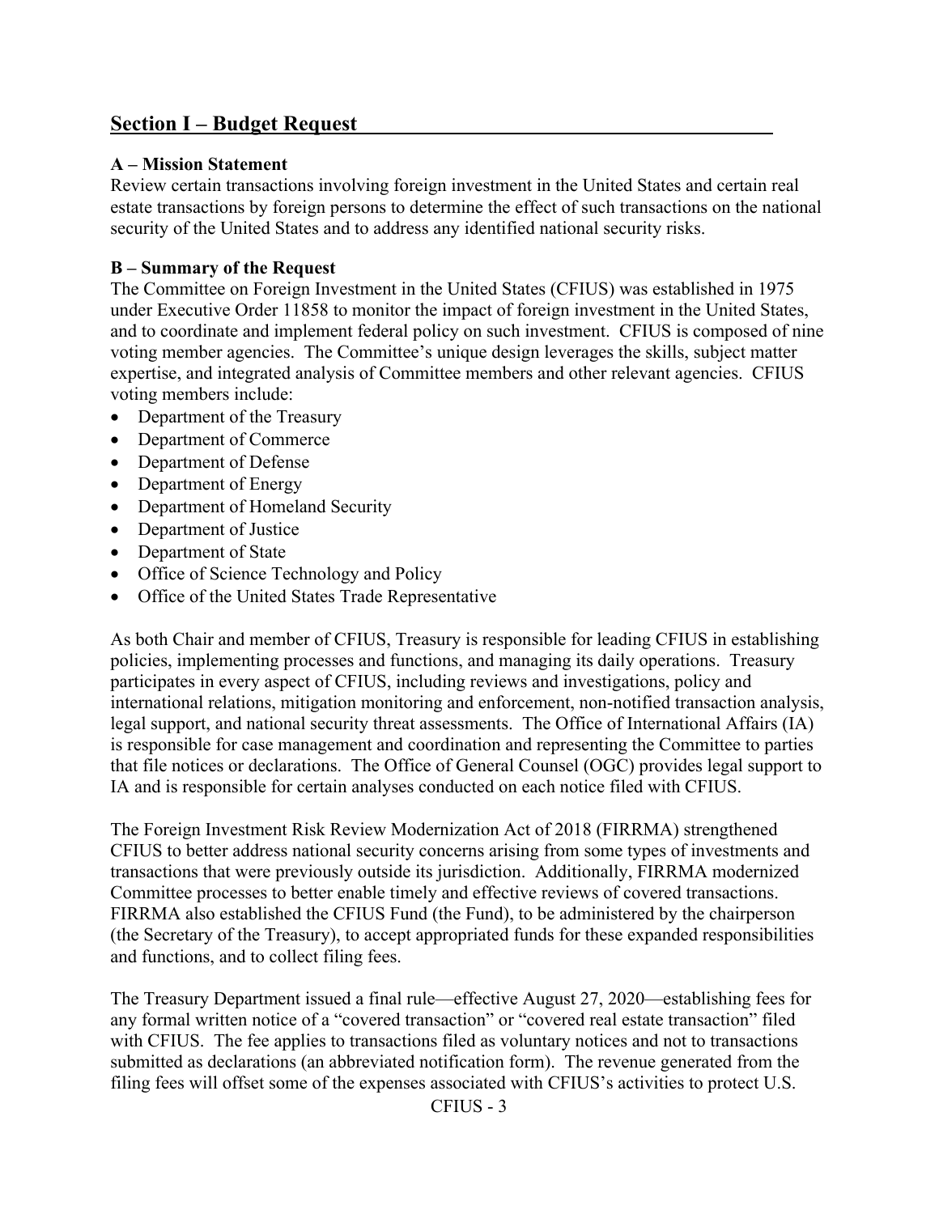## Section I – Budget Request

### A – Mission Statement

Review certain transactions involving foreign investment in the United States and certain real estate transactions by foreign persons to determine the effect of such transactions on the national security of the United States and to address any identified national security risks.

### B – Summary of the Request

The Committee on Foreign Investment in the United States (CFIUS) was established in 1975 under Executive Order 11858 to monitor the impact of foreign investment in the United States, and to coordinate and implement federal policy on such investment. CFIUS is composed of nine voting member agencies. The Committee's unique design leverages the skills, subject matter expertise, and integrated analysis of Committee members and other relevant agencies. CFIUS voting members include:

- Department of the Treasury
- Department of Commerce
- Department of Defense
- Department of Energy
- Department of Homeland Security
- Department of Justice
- Department of State
- Office of Science Technology and Policy
- Office of the United States Trade Representative

As both Chair and member of CFIUS, Treasury is responsible for leading CFIUS in establishing policies, implementing processes and functions, and managing its daily operations. Treasury participates in every aspect of CFIUS, including reviews and investigations, policy and international relations, mitigation monitoring and enforcement, non-notified transaction analysis, legal support, and national security threat assessments. The Office of International Affairs (IA) is responsible for case management and coordination and representing the Committee to parties that file notices or declarations. The Office of General Counsel (OGC) provides legal support to IA and is responsible for certain analyses conducted on each notice filed with CFIUS.

The Foreign Investment Risk Review Modernization Act of 2018 (FIRRMA) strengthened CFIUS to better address national security concerns arising from some types of investments and transactions that were previously outside its jurisdiction. Additionally, FIRRMA modernized Committee processes to better enable timely and effective reviews of covered transactions. FIRRMA also established the CFIUS Fund (the Fund), to be administered by the chairperson (the Secretary of the Treasury), to accept appropriated funds for these expanded responsibilities and functions, and to collect filing fees.

The Treasury Department issued a final rule—effective August 27, 2020—establishing fees for any formal written notice of a "covered transaction" or "covered real estate transaction" filed with CFIUS. The fee applies to transactions filed as voluntary notices and not to transactions submitted as declarations (an abbreviated notification form). The revenue generated from the filing fees will offset some of the expenses associated with CFIUS's activities to protect U.S.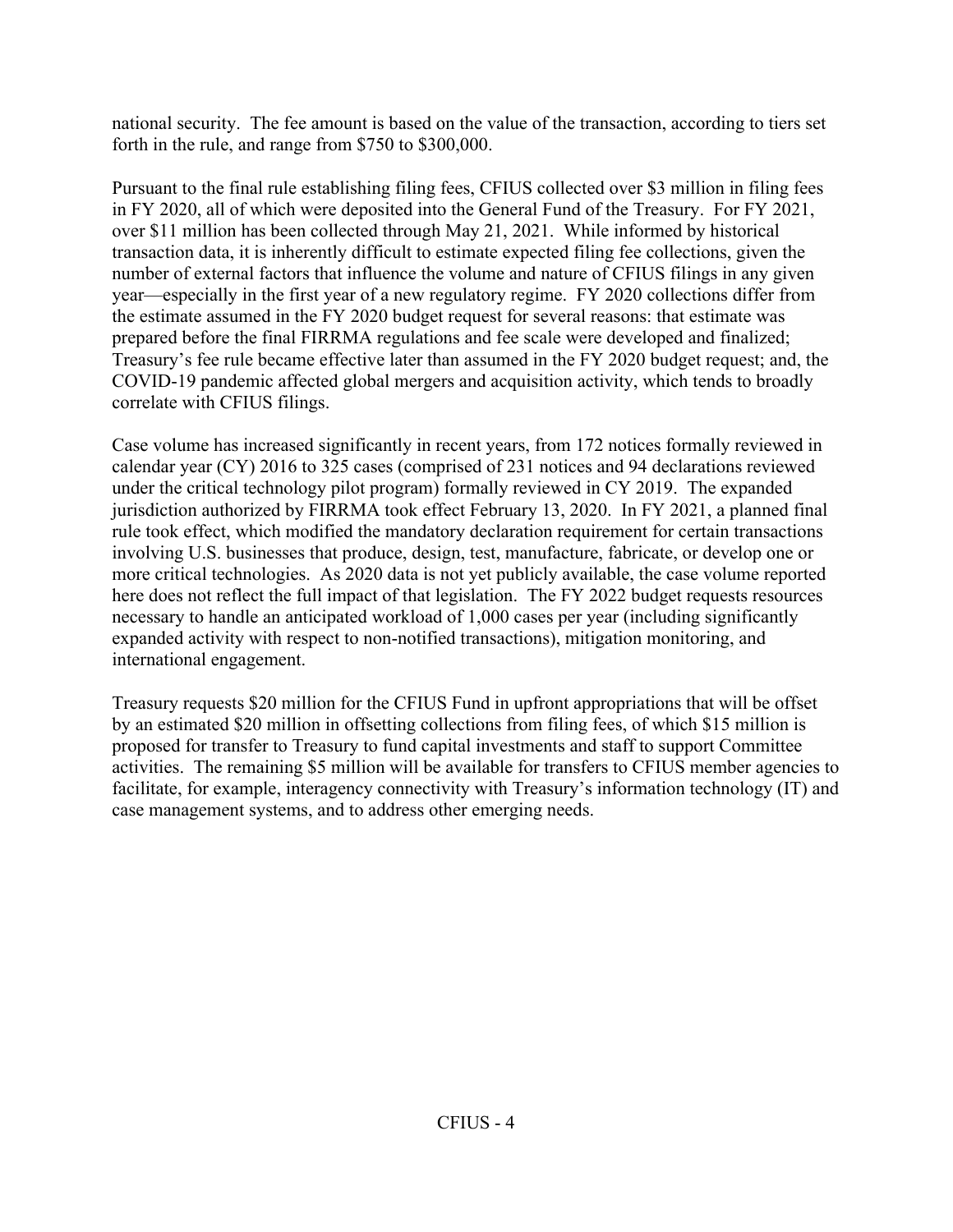national security. The fee amount is based on the value of the transaction, according to tiers set forth in the rule, and range from $750 to $300,000.

Pursuant to the final rule establishing filing fees, CFIUS collected over $3 million in filing fees in FY 2020, all of which were deposited into the General Fund of the Treasury. For FY 2021, over $11 million has been collected through May 21, 2021. While informed by historical transaction data, it is inherently difficult to estimate expected filing fee collections, given the number of external factors that influence the volume and nature of CFIUS filings in any given year—especially in the first year of a new regulatory regime. FY 2020 collections differ from the estimate assumed in the FY 2020 budget request for several reasons: that estimate was prepared before the final FIRRMA regulations and fee scale were developed and finalized; Treasury's fee rule became effective later than assumed in the FY 2020 budget request; and, the COVID-19 pandemic affected global mergers and acquisition activity, which tends to broadly correlate with CFIUS filings.

Case volume has increased significantly in recent years, from 172 notices formally reviewed in calendar year (CY) 2016 to 325 cases (comprised of 231 notices and 94 declarations reviewed under the critical technology pilot program) formally reviewed in CY 2019. The expanded jurisdiction authorized by FIRRMA took effect February 13, 2020. In FY 2021, a planned final rule took effect, which modified the mandatory declaration requirement for certain transactions involving U.S. businesses that produce, design, test, manufacture, fabricate, or develop one or more critical technologies. As 2020 data is not yet publicly available, the case volume reported here does not reflect the full impact of that legislation. The FY 2022 budget requests resources necessary to handle an anticipated workload of 1,000 cases per year (including significantly expanded activity with respect to non-notified transactions), mitigation monitoring, and international engagement.

Treasury requests $20 million for the CFIUS Fund in upfront appropriations that will be offset by an estimated $20 million in offsetting collections from filing fees, of which $15 million is proposed for transfer to Treasury to fund capital investments and staff to support Committee activities. The remaining $5 million will be available for transfers to CFIUS member agencies to facilitate, for example, interagency connectivity with Treasury's information technology (IT) and case management systems, and to address other emerging needs.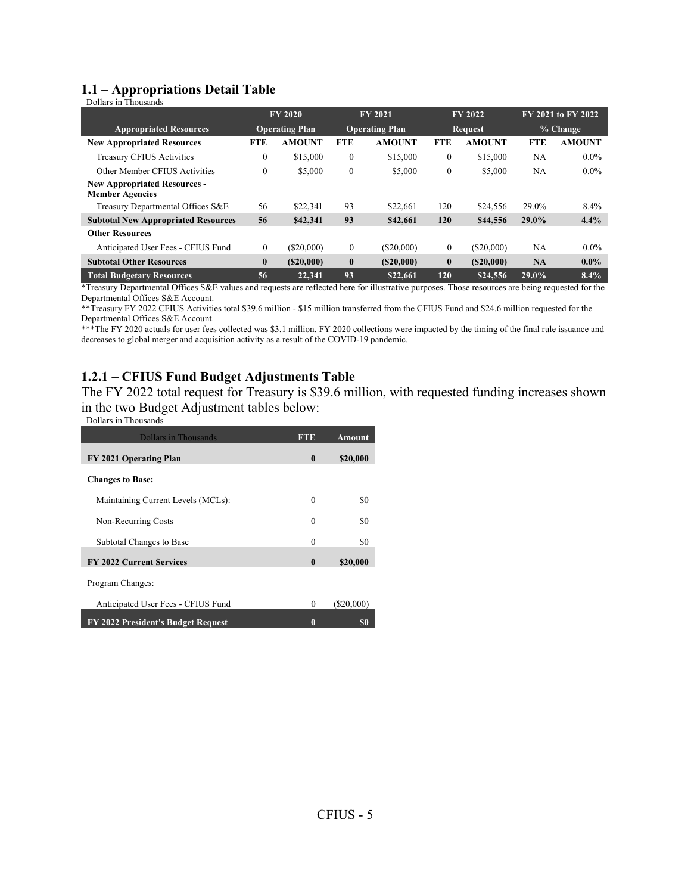## 1.1 – Appropriations Detail Table

Dollars in Thousands

| | FY 2020 | | FY 2021 | | FY 2022 | | FY 2021 to FY 2022 | |
|---|---|---|---|---|---|---|---|---|
| **Appropriated Resources** | **Operating Plan** | | **Operating Plan** | | **Request** | | **% Change** | |
| **New Appropriated Resources** | **FTE** | **AMOUNT** | **FTE** | **AMOUNT** | **FTE** | **AMOUNT** | **FTE** | **AMOUNT** |
| Treasury CFIUS Activities | 0 | $15,000 | 0 | $15,000 | 0 | $15,000 | NA | 0.0% |
| Other Member CFIUS Activities | 0 | $5,000 | 0 | $5,000 | 0 | $5,000 | NA | 0.0% |
| **New Appropriated Resources - Member Agencies** | | | | | | | | |
| Treasury Departmental Offices S&E | 56 | $22,341 | 93 | $22,661 | 120 | $24,556 | 29.0% | 8.4% |
| **Subtotal New Appropriated Resources** | **56** | **$42,341** | **93** | **$42,661** | **120** | **$44,556** | **29.0%** | **4.4%** |
| **Other Resources** | | | | | | | | |
| Anticipated User Fees - CFIUS Fund | 0 | ($20,000) | 0 | ($20,000) | 0 | ($20,000) | NA | 0.0% |
| **Subtotal Other Resources** | **0** | **($20,000)** | **0** | **($20,000)** | **0** | **($20,000)** | **NA** | **0.0%** |
| **Total Budgetary Resources** | **56** | **22,341** | **93** | **$22,661** | **120** | **$24,556** | **29.0%** | **8.4%** |

*Treasury Departmental Offices S&E values and requests are reflected here for illustrative purposes. Those resources are being requested for the Departmental Offices S&E Account.

**Treasury FY 2022 CFIUS Activities total $39.6 million - $15 million transferred from the CFIUS Fund and $24.6 million requested for the Departmental Offices S&E Account.

***The FY 2020 actuals for user fees collected was $3.1 million. FY 2020 collections were impacted by the timing of the final rule issuance and decreases to global merger and acquisition activity as a result of the COVID-19 pandemic.

## 1.2.1 – CFIUS Fund Budget Adjustments Table

The FY 2022 total request for Treasury is $39.6 million, with requested funding increases shown in the two Budget Adjustment tables below:

Dollars in Thousands

| Dollars in Thousands | FTE | Amount |
|---|---|---|
| **FY 2021 Operating Plan** | **0** | **$20,000** |
| **Changes to Base:** | | |
| Maintaining Current Levels (MCLs): | 0 | $0 |
| Non-Recurring Costs | 0 | $0 |
| Subtotal Changes to Base | 0 | $0 |
| **FY 2022 Current Services** | **0** | **$20,000** |
| Program Changes: | | |
| Anticipated User Fees - CFIUS Fund | 0 | ($20,000) |
| **FY 2022 President's Budget Request** | **0** | **$0** |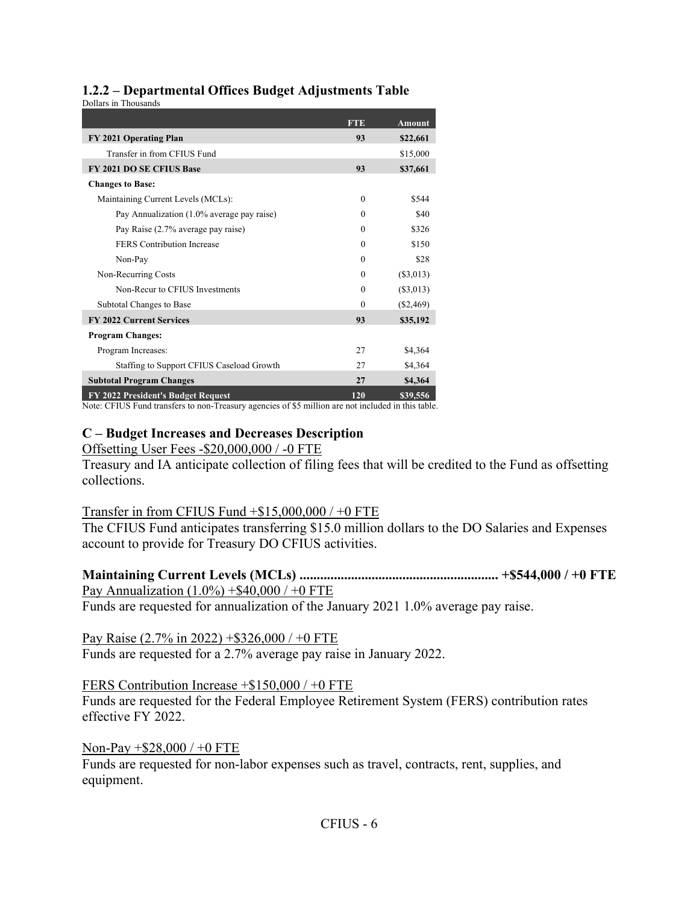### 1.2.2 – Departmental Offices Budget Adjustments Table

Dollars in Thousands

| | FTE | Amount |
|---|---|---|
| **FY 2021 Operating Plan** | **93** | **$22,661** |
| Transfer in from CFIUS Fund | | $15,000 |
| **FY 2021 DO SE CFIUS Base** | **93** | **$37,661** |
| **Changes to Base:** | | |
| Maintaining Current Levels (MCLs): | 0 | $544 |
| Pay Annualization (1.0% average pay raise) | 0 | $40 |
| Pay Raise (2.7% average pay raise) | 0 | $326 |
| FERS Contribution Increase | 0 | $150 |
| Non-Pay | 0 | $28 |
| Non-Recurring Costs | 0 | ($3,013) |
| Non-Recur to CFIUS Investments | 0 | ($3,013) |
| Subtotal Changes to Base | 0 | ($2,469) |
| **FY 2022 Current Services** | **93** | **$35,192** |
| **Program Changes:** | | |
| Program Increases: | 27 | $4,364 |
| Staffing to Support CFIUS Caseload Growth | 27 | $4,364 |
| **Subtotal Program Changes** | **27** | **$4,364** |
| **FY 2022 President's Budget Request** | **120** | **$39,556** |

Note: CFIUS Fund transfers to non-Treasury agencies of $5 million are not included in this table.

### C – Budget Increases and Decreases Description

Offsetting User Fees -$20,000,000 / -0 FTE

Treasury and IA anticipate collection of filing fees that will be credited to the Fund as offsetting collections.

Transfer in from CFIUS Fund +$15,000,000 / +0 FTE

The CFIUS Fund anticipates transferring $15.0 million dollars to the DO Salaries and Expenses account to provide for Treasury DO CFIUS activities.

**Maintaining Current Levels (MCLs) ......................................................... +$544,000 / +0 FTE**

Pay Annualization (1.0%) +$40,000 / +0 FTE

Funds are requested for annualization of the January 2021 1.0% average pay raise.

Pay Raise (2.7% in 2022) +$326,000 / +0 FTE

Funds are requested for a 2.7% average pay raise in January 2022.

FERS Contribution Increase +$150,000 / +0 FTE

Funds are requested for the Federal Employee Retirement System (FERS) contribution rates effective FY 2022.

Non-Pay +$28,000 / +0 FTE

Funds are requested for non-labor expenses such as travel, contracts, rent, supplies, and equipment.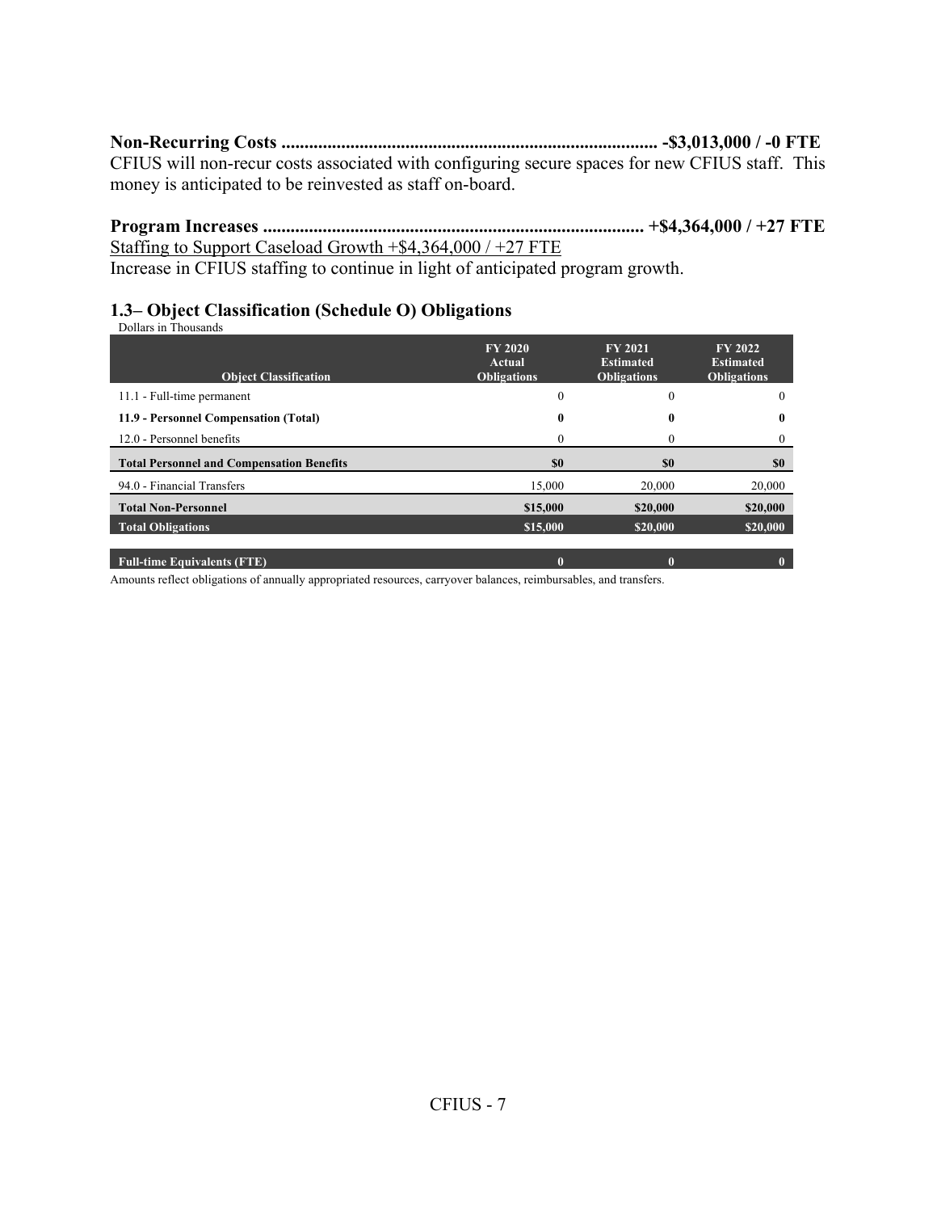**Non-Recurring Costs ................................................................................... -$3,013,000 / -0 FTE**
CFIUS will non-recur costs associated with configuring secure spaces for new CFIUS staff. This money is anticipated to be reinvested as staff on-board.

**Program Increases ................................................................................... +$4,364,000 / +27 FTE**
Staffing to Support Caseload Growth +$4,364,000 / +27 FTE
Increase in CFIUS staffing to continue in light of anticipated program growth.

### 1.3– Object Classification (Schedule O) Obligations

Dollars in Thousands

| Object Classification | FY 2020 Actual Obligations | FY 2021 Estimated Obligations | FY 2022 Estimated Obligations |
|---|---|---|---|
| 11.1 - Full-time permanent | 0 | 0 | 0 |
| **11.9 - Personnel Compensation (Total)** | **0** | **0** | **0** |
| 12.0 - Personnel benefits | 0 | 0 | 0 |
| **Total Personnel and Compensation Benefits** | **$0** | **$0** | **$0** |
| 94.0 - Financial Transfers | 15,000 | 20,000 | 20,000 |
| **Total Non-Personnel** | **$15,000** | **$20,000** | **$20,000** |
| **Total Obligations** | **$15,000** | **$20,000** | **$20,000** |
| | | | |
| **Full-time Equivalents (FTE)** | **0** | **0** | **0** |

Amounts reflect obligations of annually appropriated resources, carryover balances, reimbursables, and transfers.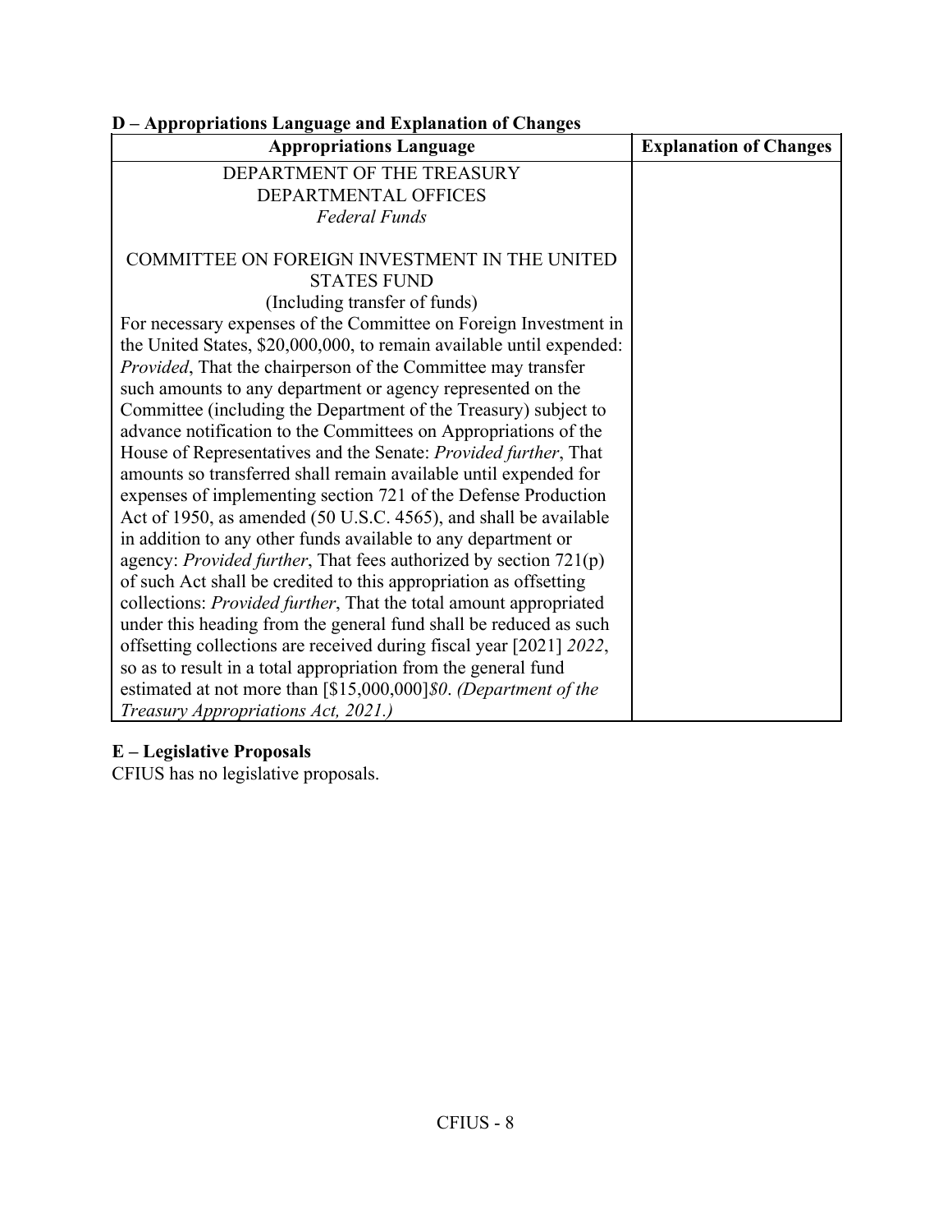### D – Appropriations Language and Explanation of Changes

| Appropriations Language | Explanation of Changes |
|---|---|
| DEPARTMENT OF THE TREASURY<br>DEPARTMENTAL OFFICES<br>*Federal Funds*<br><br>COMMITTEE ON FOREIGN INVESTMENT IN THE UNITED STATES FUND<br>(Including transfer of funds)<br>For necessary expenses of the Committee on Foreign Investment in the United States, $20,000,000, to remain available until expended: *Provided*, That the chairperson of the Committee may transfer such amounts to any department or agency represented on the Committee (including the Department of the Treasury) subject to advance notification to the Committees on Appropriations of the House of Representatives and the Senate: *Provided further*, That amounts so transferred shall remain available until expended for expenses of implementing section 721 of the Defense Production Act of 1950, as amended (50 U.S.C. 4565), and shall be available in addition to any other funds available to any department or agency: *Provided further*, That fees authorized by section 721(p) of such Act shall be credited to this appropriation as offsetting collections: *Provided further*, That the total amount appropriated under this heading from the general fund shall be reduced as such offsetting collections are received during fiscal year [2021] *2022*, so as to result in a total appropriation from the general fund estimated at not more than [$15,000,000]*$0*. *(Department of the Treasury Appropriations Act, 2021.)* | |

### E – Legislative Proposals

CFIUS has no legislative proposals.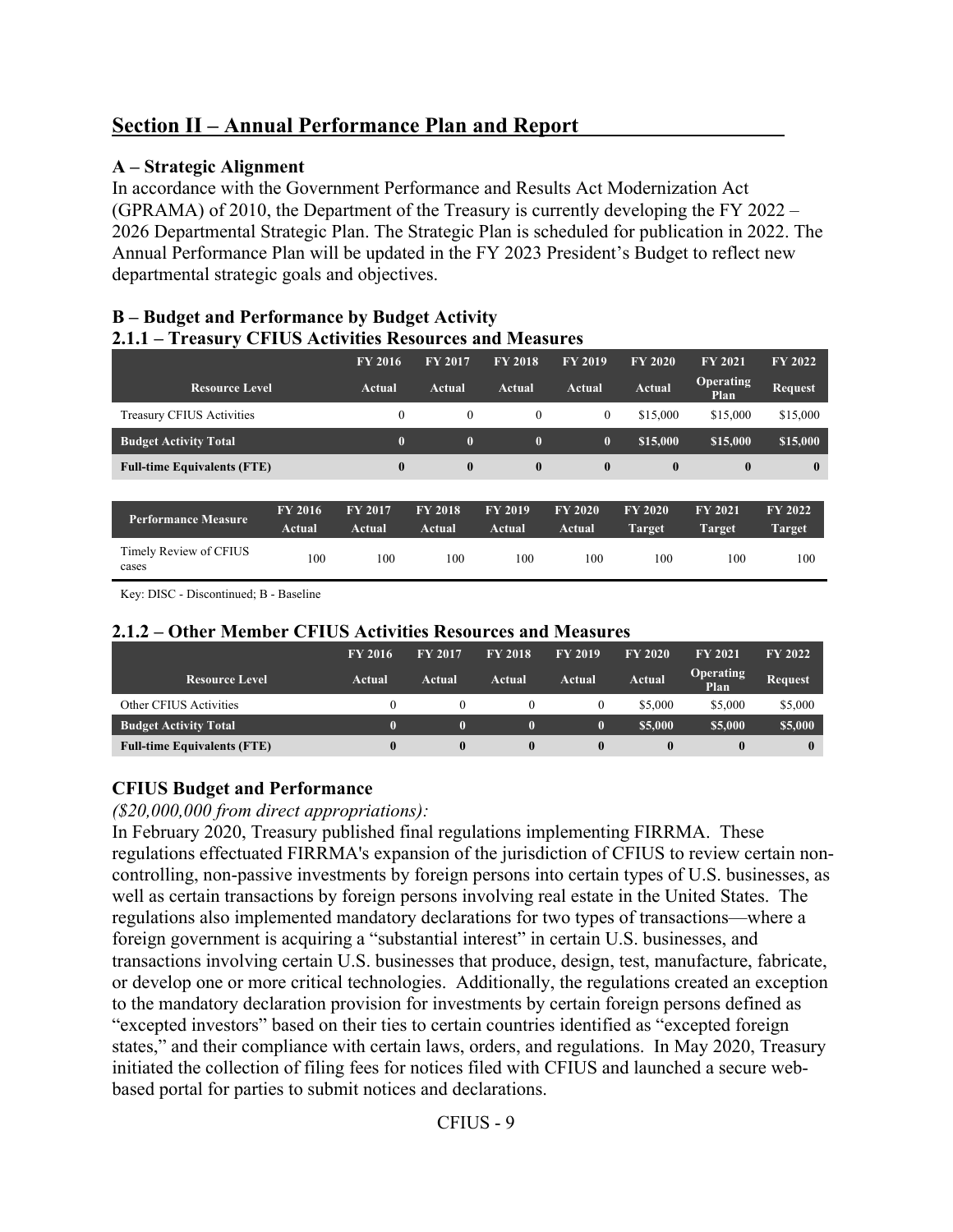## Section II – Annual Performance Plan and Report

### A – Strategic Alignment

In accordance with the Government Performance and Results Act Modernization Act (GPRAMA) of 2010, the Department of the Treasury is currently developing the FY 2022 – 2026 Departmental Strategic Plan. The Strategic Plan is scheduled for publication in 2022. The Annual Performance Plan will be updated in the FY 2023 President's Budget to reflect new departmental strategic goals and objectives.

### B – Budget and Performance by Budget Activity

#### 2.1.1 – Treasury CFIUS Activities Resources and Measures

| Resource Level | FY 2016 Actual | FY 2017 Actual | FY 2018 Actual | FY 2019 Actual | FY 2020 Actual | FY 2021 Operating Plan | FY 2022 Request |
|---|---|---|---|---|---|---|---|
| Treasury CFIUS Activities | 0 | 0 | 0 | 0 | $15,000 | $15,000 | $15,000 |
| **Budget Activity Total** | **0** | **0** | **0** | **0** | **$15,000** | **$15,000** | **$15,000** |
| **Full-time Equivalents (FTE)** | **0** | **0** | **0** | **0** | **0** | **0** | **0** |

| Performance Measure | FY 2016 Actual | FY 2017 Actual | FY 2018 Actual | FY 2019 Actual | FY 2020 Actual | FY 2020 Target | FY 2021 Target | FY 2022 Target |
|---|---|---|---|---|---|---|---|---|
| Timely Review of CFIUS cases | 100 | 100 | 100 | 100 | 100 | 100 | 100 | 100 |

Key: DISC - Discontinued; B - Baseline

#### 2.1.2 – Other Member CFIUS Activities Resources and Measures

| Resource Level | FY 2016 Actual | FY 2017 Actual | FY 2018 Actual | FY 2019 Actual | FY 2020 Actual | FY 2021 Operating Plan | FY 2022 Request |
|---|---|---|---|---|---|---|---|
| Other CFIUS Activities | 0 | 0 | 0 | 0 | $5,000 | $5,000 | $5,000 |
| **Budget Activity Total** | **0** | **0** | **0** | **0** | **$5,000** | **$5,000** | **$5,000** |
| **Full-time Equivalents (FTE)** | **0** | **0** | **0** | **0** | **0** | **0** | **0** |

### CFIUS Budget and Performance

*($20,000,000 from direct appropriations):*

In February 2020, Treasury published final regulations implementing FIRRMA. These regulations effectuated FIRRMA's expansion of the jurisdiction of CFIUS to review certain non-controlling, non-passive investments by foreign persons into certain types of U.S. businesses, as well as certain transactions by foreign persons involving real estate in the United States. The regulations also implemented mandatory declarations for two types of transactions—where a foreign government is acquiring a "substantial interest" in certain U.S. businesses, and transactions involving certain U.S. businesses that produce, design, test, manufacture, fabricate, or develop one or more critical technologies. Additionally, the regulations created an exception to the mandatory declaration provision for investments by certain foreign persons defined as "excepted investors" based on their ties to certain countries identified as "excepted foreign states," and their compliance with certain laws, orders, and regulations. In May 2020, Treasury initiated the collection of filing fees for notices filed with CFIUS and launched a secure web-based portal for parties to submit notices and declarations.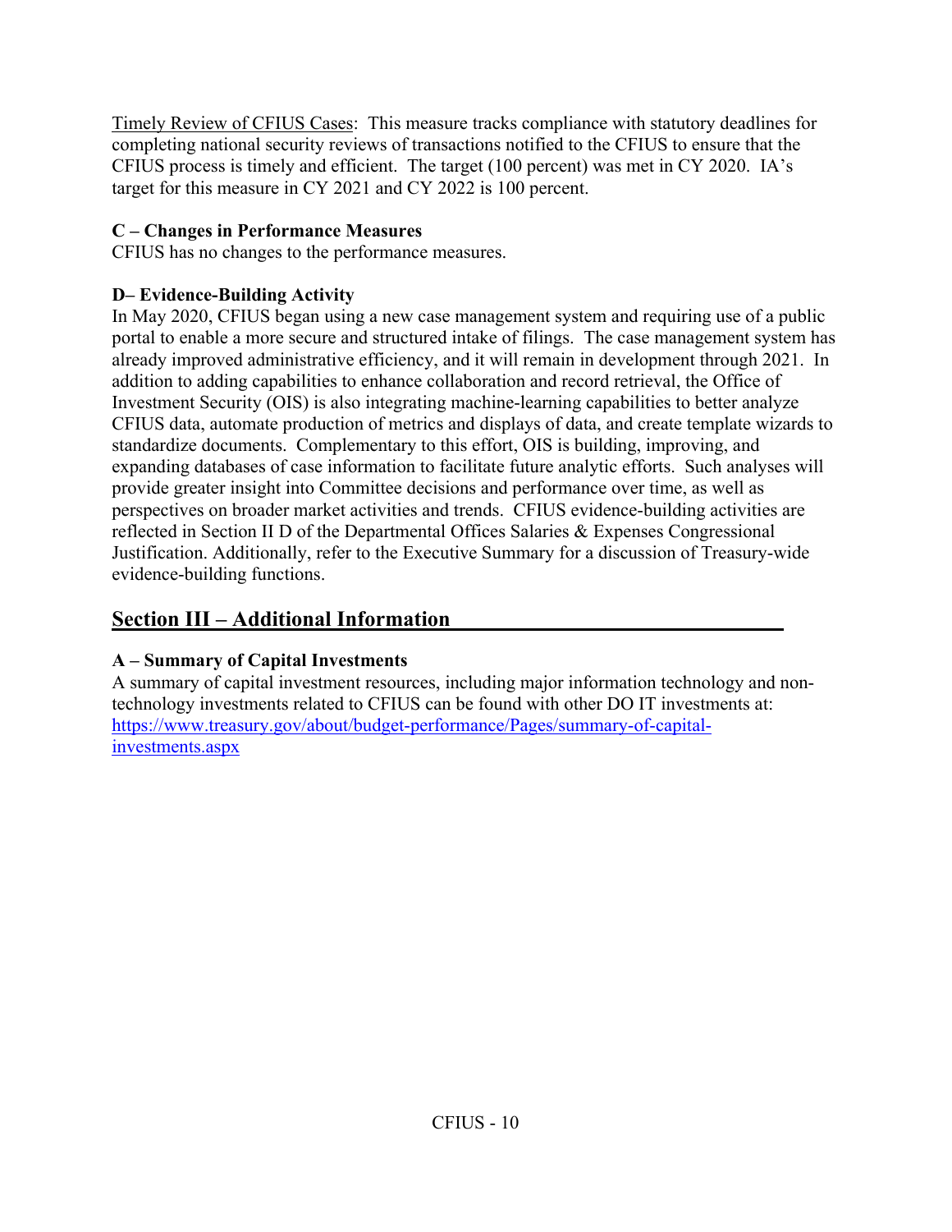Timely Review of CFIUS Cases: This measure tracks compliance with statutory deadlines for completing national security reviews of transactions notified to the CFIUS to ensure that the CFIUS process is timely and efficient. The target (100 percent) was met in CY 2020. IA's target for this measure in CY 2021 and CY 2022 is 100 percent.

### C – Changes in Performance Measures

CFIUS has no changes to the performance measures.

### D– Evidence-Building Activity

In May 2020, CFIUS began using a new case management system and requiring use of a public portal to enable a more secure and structured intake of filings. The case management system has already improved administrative efficiency, and it will remain in development through 2021. In addition to adding capabilities to enhance collaboration and record retrieval, the Office of Investment Security (OIS) is also integrating machine-learning capabilities to better analyze CFIUS data, automate production of metrics and displays of data, and create template wizards to standardize documents. Complementary to this effort, OIS is building, improving, and expanding databases of case information to facilitate future analytic efforts. Such analyses will provide greater insight into Committee decisions and performance over time, as well as perspectives on broader market activities and trends. CFIUS evidence-building activities are reflected in Section II D of the Departmental Offices Salaries & Expenses Congressional Justification. Additionally, refer to the Executive Summary for a discussion of Treasury-wide evidence-building functions.

## Section III – Additional Information

### A – Summary of Capital Investments

A summary of capital investment resources, including major information technology and non-technology investments related to CFIUS can be found with other DO IT investments at: https://www.treasury.gov/about/budget-performance/Pages/summary-of-capital-investments.aspx